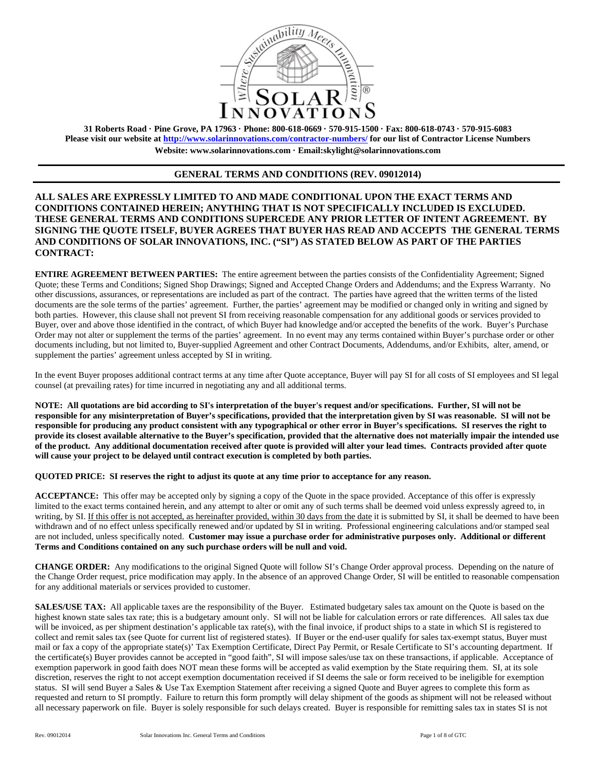31 Roberts Road · Pine Grove, PA 17963 · Phone: 800-618-0669 · 570-915-1500 · Fax: 800-618-0743 · 570-915-6083
**Please visit our website at http://www.solarinnovations.com/contractor-numbers/ for our list of Contractor License Numbers**
**Website: www.solarinnovations.com · Email:skylight@solarinnovations.com**

## GENERAL TERMS AND CONDITIONS (REV. 09012014)

**ALL SALES ARE EXPRESSLY LIMITED TO AND MADE CONDITIONAL UPON THE EXACT TERMS AND CONDITIONS CONTAINED HEREIN; ANYTHING THAT IS NOT SPECIFICALLY INCLUDED IS EXCLUDED. THESE GENERAL TERMS AND CONDITIONS SUPERCEDE ANY PRIOR LETTER OF INTENT AGREEMENT. BY SIGNING THE QUOTE ITSELF, BUYER AGREES THAT BUYER HAS READ AND ACCEPTS THE GENERAL TERMS AND CONDITIONS OF SOLAR INNOVATIONS, INC. ("SI") AS STATED BELOW AS PART OF THE PARTIES CONTRACT:**

**ENTIRE AGREEMENT BETWEEN PARTIES:** The entire agreement between the parties consists of the Confidentiality Agreement; Signed Quote; these Terms and Conditions; Signed Shop Drawings; Signed and Accepted Change Orders and Addendums; and the Express Warranty. No other discussions, assurances, or representations are included as part of the contract. The parties have agreed that the written terms of the listed documents are the sole terms of the parties' agreement. Further, the parties' agreement may be modified or changed only in writing and signed by both parties. However, this clause shall not prevent SI from receiving reasonable compensation for any additional goods or services provided to Buyer, over and above those identified in the contract, of which Buyer had knowledge and/or accepted the benefits of the work. Buyer's Purchase Order may not alter or supplement the terms of the parties' agreement. In no event may any terms contained within Buyer's purchase order or other documents including, but not limited to, Buyer-supplied Agreement and other Contract Documents, Addendums, and/or Exhibits, alter, amend, or supplement the parties' agreement unless accepted by SI in writing.

In the event Buyer proposes additional contract terms at any time after Quote acceptance, Buyer will pay SI for all costs of SI employees and SI legal counsel (at prevailing rates) for time incurred in negotiating any and all additional terms.

**NOTE: All quotations are bid according to SI's interpretation of the buyer's request and/or specifications. Further, SI will not be responsible for any misinterpretation of Buyer's specifications, provided that the interpretation given by SI was reasonable. SI will not be responsible for producing any product consistent with any typographical or other error in Buyer's specifications. SI reserves the right to provide its closest available alternative to the Buyer's specification, provided that the alternative does not materially impair the intended use of the product. Any additional documentation received after quote is provided will alter your lead times. Contracts provided after quote will cause your project to be delayed until contract execution is completed by both parties.**

**QUOTED PRICE: SI reserves the right to adjust its quote at any time prior to acceptance for any reason.**

**ACCEPTANCE:** This offer may be accepted only by signing a copy of the Quote in the space provided. Acceptance of this offer is expressly limited to the exact terms contained herein, and any attempt to alter or omit any of such terms shall be deemed void unless expressly agreed to, in writing, by SI. If this offer is not accepted, as hereinafter provided, within 30 days from the date it is submitted by SI, it shall be deemed to have been withdrawn and of no effect unless specifically renewed and/or updated by SI in writing. Professional engineering calculations and/or stamped seal are not included, unless specifically noted. **Customer may issue a purchase order for administrative purposes only. Additional or different Terms and Conditions contained on any such purchase orders will be null and void.**

**CHANGE ORDER:** Any modifications to the original Signed Quote will follow SI's Change Order approval process. Depending on the nature of the Change Order request, price modification may apply. In the absence of an approved Change Order, SI will be entitled to reasonable compensation for any additional materials or services provided to customer.

**SALES/USE TAX:** All applicable taxes are the responsibility of the Buyer. Estimated budgetary sales tax amount on the Quote is based on the highest known state sales tax rate; this is a budgetary amount only. SI will not be liable for calculation errors or rate differences. All sales tax due will be invoiced, as per shipment destination's applicable tax rate(s), with the final invoice, if product ships to a state in which SI is registered to collect and remit sales tax (see Quote for current list of registered states). If Buyer or the end-user qualify for sales tax-exempt status, Buyer must mail or fax a copy of the appropriate state(s)' Tax Exemption Certificate, Direct Pay Permit, or Resale Certificate to SI's accounting department. If the certificate(s) Buyer provides cannot be accepted in "good faith", SI will impose sales/use tax on these transactions, if applicable. Acceptance of exemption paperwork in good faith does NOT mean these forms will be accepted as valid exemption by the State requiring them. SI, at its sole discretion, reserves the right to not accept exemption documentation received if SI deems the sale or form received to be ineligible for exemption status. SI will send Buyer a Sales & Use Tax Exemption Statement after receiving a signed Quote and Buyer agrees to complete this form as requested and return to SI promptly. Failure to return this form promptly will delay shipment of the goods as shipment will not be released without all necessary paperwork on file. Buyer is solely responsible for such delays created. Buyer is responsible for remitting sales tax in states SI is not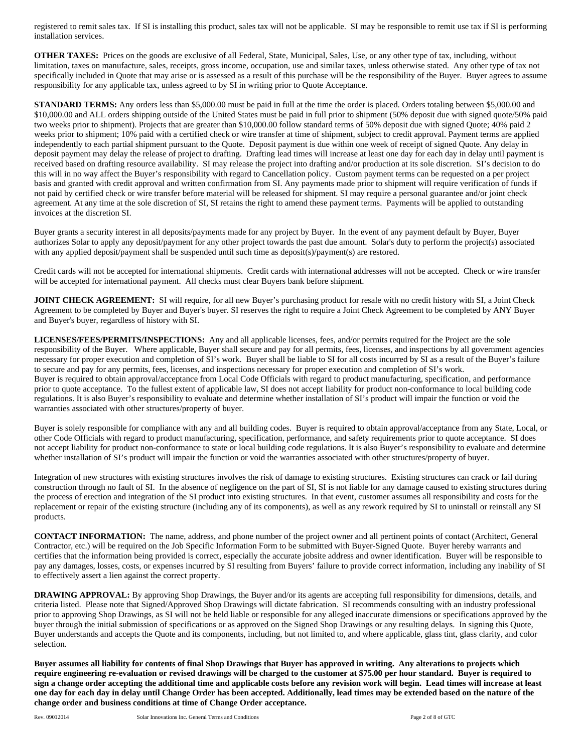registered to remit sales tax. If SI is installing this product, sales tax will not be applicable. SI may be responsible to remit use tax if SI is performing installation services.

**OTHER TAXES:** Prices on the goods are exclusive of all Federal, State, Municipal, Sales, Use, or any other type of tax, including, without limitation, taxes on manufacture, sales, receipts, gross income, occupation, use and similar taxes, unless otherwise stated. Any other type of tax not specifically included in Quote that may arise or is assessed as a result of this purchase will be the responsibility of the Buyer. Buyer agrees to assume responsibility for any applicable tax, unless agreed to by SI in writing prior to Quote Acceptance.

**STANDARD TERMS:** Any orders less than $5,000.00 must be paid in full at the time the order is placed. Orders totaling between $5,000.00 and $10,000.00 and ALL orders shipping outside of the United States must be paid in full prior to shipment (50% deposit due with signed quote/50% paid two weeks prior to shipment). Projects that are greater than $10,000.00 follow standard terms of 50% deposit due with signed Quote; 40% paid 2 weeks prior to shipment; 10% paid with a certified check or wire transfer at time of shipment, subject to credit approval. Payment terms are applied independently to each partial shipment pursuant to the Quote. Deposit payment is due within one week of receipt of signed Quote. Any delay in deposit payment may delay the release of project to drafting. Drafting lead times will increase at least one day for each day in delay until payment is received based on drafting resource availability. SI may release the project into drafting and/or production at its sole discretion. SI's decision to do this will in no way affect the Buyer's responsibility with regard to Cancellation policy. Custom payment terms can be requested on a per project basis and granted with credit approval and written confirmation from SI. Any payments made prior to shipment will require verification of funds if not paid by certified check or wire transfer before material will be released for shipment. SI may require a personal guarantee and/or joint check agreement. At any time at the sole discretion of SI, SI retains the right to amend these payment terms. Payments will be applied to outstanding invoices at the discretion SI.

Buyer grants a security interest in all deposits/payments made for any project by Buyer. In the event of any payment default by Buyer, Buyer authorizes Solar to apply any deposit/payment for any other project towards the past due amount. Solar's duty to perform the project(s) associated with any applied deposit/payment shall be suspended until such time as deposit(s)/payment(s) are restored.

Credit cards will not be accepted for international shipments. Credit cards with international addresses will not be accepted. Check or wire transfer will be accepted for international payment. All checks must clear Buyers bank before shipment.

**JOINT CHECK AGREEMENT:** SI will require, for all new Buyer's purchasing product for resale with no credit history with SI, a Joint Check Agreement to be completed by Buyer and Buyer's buyer. SI reserves the right to require a Joint Check Agreement to be completed by ANY Buyer and Buyer's buyer, regardless of history with SI.

**LICENSES/FEES/PERMITS/INSPECTIONS:** Any and all applicable licenses, fees, and/or permits required for the Project are the sole responsibility of the Buyer. Where applicable, Buyer shall secure and pay for all permits, fees, licenses, and inspections by all government agencies necessary for proper execution and completion of SI's work. Buyer shall be liable to SI for all costs incurred by SI as a result of the Buyer's failure to secure and pay for any permits, fees, licenses, and inspections necessary for proper execution and completion of SI's work.
Buyer is required to obtain approval/acceptance from Local Code Officials with regard to product manufacturing, specification, and performance prior to quote acceptance. To the fullest extent of applicable law, SI does not accept liability for product non-conformance to local building code regulations. It is also Buyer's responsibility to evaluate and determine whether installation of SI's product will impair the function or void the warranties associated with other structures/property of buyer.

Buyer is solely responsible for compliance with any and all building codes. Buyer is required to obtain approval/acceptance from any State, Local, or other Code Officials with regard to product manufacturing, specification, performance, and safety requirements prior to quote acceptance. SI does not accept liability for product non-conformance to state or local building code regulations. It is also Buyer's responsibility to evaluate and determine whether installation of SI's product will impair the function or void the warranties associated with other structures/property of buyer.

Integration of new structures with existing structures involves the risk of damage to existing structures. Existing structures can crack or fail during construction through no fault of SI. In the absence of negligence on the part of SI, SI is not liable for any damage caused to existing structures during the process of erection and integration of the SI product into existing structures. In that event, customer assumes all responsibility and costs for the replacement or repair of the existing structure (including any of its components), as well as any rework required by SI to uninstall or reinstall any SI products.

**CONTACT INFORMATION:** The name, address, and phone number of the project owner and all pertinent points of contact (Architect, General Contractor, etc.) will be required on the Job Specific Information Form to be submitted with Buyer-Signed Quote. Buyer hereby warrants and certifies that the information being provided is correct, especially the accurate jobsite address and owner identification. Buyer will be responsible to pay any damages, losses, costs, or expenses incurred by SI resulting from Buyers' failure to provide correct information, including any inability of SI to effectively assert a lien against the correct property.

**DRAWING APPROVAL:** By approving Shop Drawings, the Buyer and/or its agents are accepting full responsibility for dimensions, details, and criteria listed. Please note that Signed/Approved Shop Drawings will dictate fabrication. SI recommends consulting with an industry professional prior to approving Shop Drawings, as SI will not be held liable or responsible for any alleged inaccurate dimensions or specifications approved by the buyer through the initial submission of specifications or as approved on the Signed Shop Drawings or any resulting delays. In signing this Quote, Buyer understands and accepts the Quote and its components, including, but not limited to, and where applicable, glass tint, glass clarity, and color selection.

**Buyer assumes all liability for contents of final Shop Drawings that Buyer has approved in writing. Any alterations to projects which require engineering re-evaluation or revised drawings will be charged to the customer at $75.00 per hour standard. Buyer is required to sign a change order accepting the additional time and applicable costs before any revision work will begin. Lead times will increase at least one day for each day in delay until Change Order has been accepted. Additionally, lead times may be extended based on the nature of the change order and business conditions at time of Change Order acceptance.**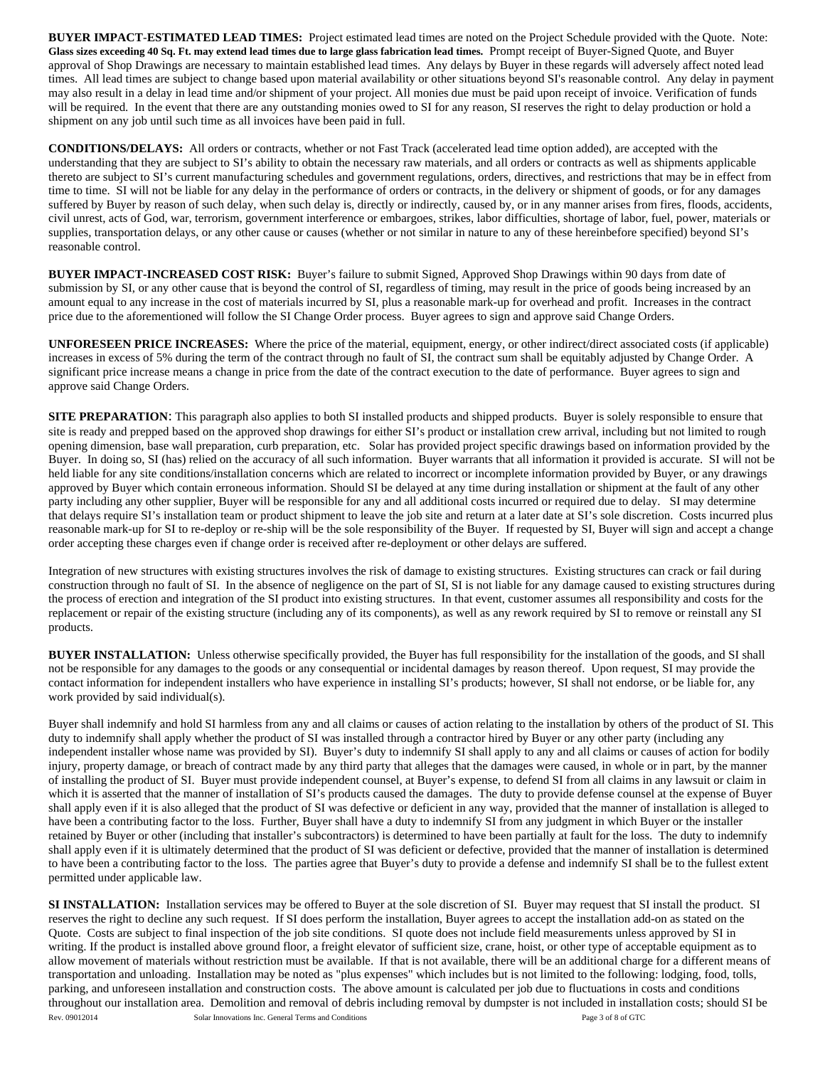**BUYER IMPACT-ESTIMATED LEAD TIMES:** Project estimated lead times are noted on the Project Schedule provided with the Quote. Note: **Glass sizes exceeding 40 Sq. Ft. may extend lead times due to large glass fabrication lead times.** Prompt receipt of Buyer-Signed Quote, and Buyer approval of Shop Drawings are necessary to maintain established lead times. Any delays by Buyer in these regards will adversely affect noted lead times. All lead times are subject to change based upon material availability or other situations beyond SI's reasonable control. Any delay in payment may also result in a delay in lead time and/or shipment of your project. All monies due must be paid upon receipt of invoice. Verification of funds will be required. In the event that there are any outstanding monies owed to SI for any reason, SI reserves the right to delay production or hold a shipment on any job until such time as all invoices have been paid in full.

**CONDITIONS/DELAYS:** All orders or contracts, whether or not Fast Track (accelerated lead time option added), are accepted with the understanding that they are subject to SI's ability to obtain the necessary raw materials, and all orders or contracts as well as shipments applicable thereto are subject to SI's current manufacturing schedules and government regulations, orders, directives, and restrictions that may be in effect from time to time. SI will not be liable for any delay in the performance of orders or contracts, in the delivery or shipment of goods, or for any damages suffered by Buyer by reason of such delay, when such delay is, directly or indirectly, caused by, or in any manner arises from fires, floods, accidents, civil unrest, acts of God, war, terrorism, government interference or embargoes, strikes, labor difficulties, shortage of labor, fuel, power, materials or supplies, transportation delays, or any other cause or causes (whether or not similar in nature to any of these hereinbefore specified) beyond SI's reasonable control.

**BUYER IMPACT-INCREASED COST RISK:** Buyer's failure to submit Signed, Approved Shop Drawings within 90 days from date of submission by SI, or any other cause that is beyond the control of SI, regardless of timing, may result in the price of goods being increased by an amount equal to any increase in the cost of materials incurred by SI, plus a reasonable mark-up for overhead and profit. Increases in the contract price due to the aforementioned will follow the SI Change Order process. Buyer agrees to sign and approve said Change Orders.

**UNFORESEEN PRICE INCREASES:** Where the price of the material, equipment, energy, or other indirect/direct associated costs (if applicable) increases in excess of 5% during the term of the contract through no fault of SI, the contract sum shall be equitably adjusted by Change Order. A significant price increase means a change in price from the date of the contract execution to the date of performance. Buyer agrees to sign and approve said Change Orders.

**SITE PREPARATION**: This paragraph also applies to both SI installed products and shipped products. Buyer is solely responsible to ensure that site is ready and prepped based on the approved shop drawings for either SI's product or installation crew arrival, including but not limited to rough opening dimension, base wall preparation, curb preparation, etc. Solar has provided project specific drawings based on information provided by the Buyer. In doing so, SI (has) relied on the accuracy of all such information. Buyer warrants that all information it provided is accurate. SI will not be held liable for any site conditions/installation concerns which are related to incorrect or incomplete information provided by Buyer, or any drawings approved by Buyer which contain erroneous information. Should SI be delayed at any time during installation or shipment at the fault of any other party including any other supplier, Buyer will be responsible for any and all additional costs incurred or required due to delay. SI may determine that delays require SI's installation team or product shipment to leave the job site and return at a later date at SI's sole discretion. Costs incurred plus reasonable mark-up for SI to re-deploy or re-ship will be the sole responsibility of the Buyer. If requested by SI, Buyer will sign and accept a change order accepting these charges even if change order is received after re-deployment or other delays are suffered.

Integration of new structures with existing structures involves the risk of damage to existing structures. Existing structures can crack or fail during construction through no fault of SI. In the absence of negligence on the part of SI, SI is not liable for any damage caused to existing structures during the process of erection and integration of the SI product into existing structures. In that event, customer assumes all responsibility and costs for the replacement or repair of the existing structure (including any of its components), as well as any rework required by SI to remove or reinstall any SI products.

**BUYER INSTALLATION:** Unless otherwise specifically provided, the Buyer has full responsibility for the installation of the goods, and SI shall not be responsible for any damages to the goods or any consequential or incidental damages by reason thereof. Upon request, SI may provide the contact information for independent installers who have experience in installing SI's products; however, SI shall not endorse, or be liable for, any work provided by said individual(s).

Buyer shall indemnify and hold SI harmless from any and all claims or causes of action relating to the installation by others of the product of SI. This duty to indemnify shall apply whether the product of SI was installed through a contractor hired by Buyer or any other party (including any independent installer whose name was provided by SI). Buyer's duty to indemnify SI shall apply to any and all claims or causes of action for bodily injury, property damage, or breach of contract made by any third party that alleges that the damages were caused, in whole or in part, by the manner of installing the product of SI. Buyer must provide independent counsel, at Buyer's expense, to defend SI from all claims in any lawsuit or claim in which it is asserted that the manner of installation of SI's products caused the damages. The duty to provide defense counsel at the expense of Buyer shall apply even if it is also alleged that the product of SI was defective or deficient in any way, provided that the manner of installation is alleged to have been a contributing factor to the loss. Further, Buyer shall have a duty to indemnify SI from any judgment in which Buyer or the installer retained by Buyer or other (including that installer's subcontractors) is determined to have been partially at fault for the loss. The duty to indemnify shall apply even if it is ultimately determined that the product of SI was deficient or defective, provided that the manner of installation is determined to have been a contributing factor to the loss. The parties agree that Buyer's duty to provide a defense and indemnify SI shall be to the fullest extent permitted under applicable law.

**SI INSTALLATION:** Installation services may be offered to Buyer at the sole discretion of SI. Buyer may request that SI install the product. SI reserves the right to decline any such request. If SI does perform the installation, Buyer agrees to accept the installation add-on as stated on the Quote. Costs are subject to final inspection of the job site conditions. SI quote does not include field measurements unless approved by SI in writing. If the product is installed above ground floor, a freight elevator of sufficient size, crane, hoist, or other type of acceptable equipment as to allow movement of materials without restriction must be available. If that is not available, there will be an additional charge for a different means of transportation and unloading. Installation may be noted as "plus expenses" which includes but is not limited to the following: lodging, food, tolls, parking, and unforeseen installation and construction costs. The above amount is calculated per job due to fluctuations in costs and conditions throughout our installation area. Demolition and removal of debris including removal by dumpster is not included in installation costs; should SI be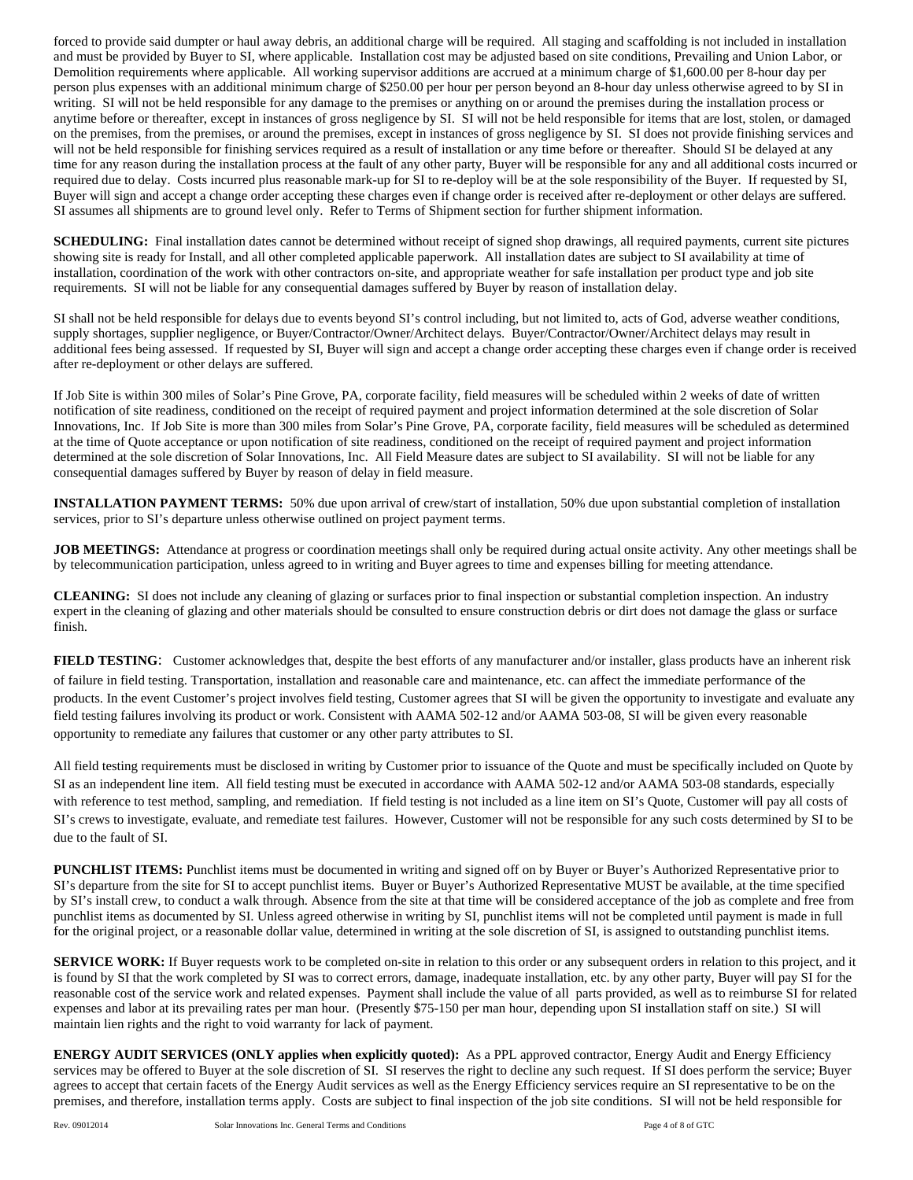forced to provide said dumpter or haul away debris, an additional charge will be required. All staging and scaffolding is not included in installation and must be provided by Buyer to SI, where applicable. Installation cost may be adjusted based on site conditions, Prevailing and Union Labor, or Demolition requirements where applicable. All working supervisor additions are accrued at a minimum charge of $1,600.00 per 8-hour day per person plus expenses with an additional minimum charge of $250.00 per hour per person beyond an 8-hour day unless otherwise agreed to by SI in writing. SI will not be held responsible for any damage to the premises or anything on or around the premises during the installation process or anytime before or thereafter, except in instances of gross negligence by SI. SI will not be held responsible for items that are lost, stolen, or damaged on the premises, from the premises, or around the premises, except in instances of gross negligence by SI. SI does not provide finishing services and will not be held responsible for finishing services required as a result of installation or any time before or thereafter. Should SI be delayed at any time for any reason during the installation process at the fault of any other party, Buyer will be responsible for any and all additional costs incurred or required due to delay. Costs incurred plus reasonable mark-up for SI to re-deploy will be at the sole responsibility of the Buyer. If requested by SI, Buyer will sign and accept a change order accepting these charges even if change order is received after re-deployment or other delays are suffered. SI assumes all shipments are to ground level only. Refer to Terms of Shipment section for further shipment information.

**SCHEDULING:** Final installation dates cannot be determined without receipt of signed shop drawings, all required payments, current site pictures showing site is ready for Install, and all other completed applicable paperwork. All installation dates are subject to SI availability at time of installation, coordination of the work with other contractors on-site, and appropriate weather for safe installation per product type and job site requirements. SI will not be liable for any consequential damages suffered by Buyer by reason of installation delay.

SI shall not be held responsible for delays due to events beyond SI's control including, but not limited to, acts of God, adverse weather conditions, supply shortages, supplier negligence, or Buyer/Contractor/Owner/Architect delays. Buyer/Contractor/Owner/Architect delays may result in additional fees being assessed. If requested by SI, Buyer will sign and accept a change order accepting these charges even if change order is received after re-deployment or other delays are suffered.

If Job Site is within 300 miles of Solar's Pine Grove, PA, corporate facility, field measures will be scheduled within 2 weeks of date of written notification of site readiness, conditioned on the receipt of required payment and project information determined at the sole discretion of Solar Innovations, Inc. If Job Site is more than 300 miles from Solar's Pine Grove, PA, corporate facility, field measures will be scheduled as determined at the time of Quote acceptance or upon notification of site readiness, conditioned on the receipt of required payment and project information determined at the sole discretion of Solar Innovations, Inc. All Field Measure dates are subject to SI availability. SI will not be liable for any consequential damages suffered by Buyer by reason of delay in field measure.

**INSTALLATION PAYMENT TERMS:** 50% due upon arrival of crew/start of installation, 50% due upon substantial completion of installation services, prior to SI's departure unless otherwise outlined on project payment terms.

**JOB MEETINGS:** Attendance at progress or coordination meetings shall only be required during actual onsite activity. Any other meetings shall be by telecommunication participation, unless agreed to in writing and Buyer agrees to time and expenses billing for meeting attendance.

**CLEANING:** SI does not include any cleaning of glazing or surfaces prior to final inspection or substantial completion inspection. An industry expert in the cleaning of glazing and other materials should be consulted to ensure construction debris or dirt does not damage the glass or surface finish.

**FIELD TESTING**: Customer acknowledges that, despite the best efforts of any manufacturer and/or installer, glass products have an inherent risk of failure in field testing. Transportation, installation and reasonable care and maintenance, etc. can affect the immediate performance of the products. In the event Customer's project involves field testing, Customer agrees that SI will be given the opportunity to investigate and evaluate any field testing failures involving its product or work. Consistent with AAMA 502-12 and/or AAMA 503-08, SI will be given every reasonable opportunity to remediate any failures that customer or any other party attributes to SI.

All field testing requirements must be disclosed in writing by Customer prior to issuance of the Quote and must be specifically included on Quote by SI as an independent line item. All field testing must be executed in accordance with AAMA 502-12 and/or AAMA 503-08 standards, especially with reference to test method, sampling, and remediation. If field testing is not included as a line item on SI's Quote, Customer will pay all costs of SI's crews to investigate, evaluate, and remediate test failures. However, Customer will not be responsible for any such costs determined by SI to be due to the fault of SI.

**PUNCHLIST ITEMS:** Punchlist items must be documented in writing and signed off on by Buyer or Buyer's Authorized Representative prior to SI's departure from the site for SI to accept punchlist items. Buyer or Buyer's Authorized Representative MUST be available, at the time specified by SI's install crew, to conduct a walk through. Absence from the site at that time will be considered acceptance of the job as complete and free from punchlist items as documented by SI. Unless agreed otherwise in writing by SI, punchlist items will not be completed until payment is made in full for the original project, or a reasonable dollar value, determined in writing at the sole discretion of SI, is assigned to outstanding punchlist items.

**SERVICE WORK:** If Buyer requests work to be completed on-site in relation to this order or any subsequent orders in relation to this project, and it is found by SI that the work completed by SI was to correct errors, damage, inadequate installation, etc. by any other party, Buyer will pay SI for the reasonable cost of the service work and related expenses. Payment shall include the value of all parts provided, as well as to reimburse SI for related expenses and labor at its prevailing rates per man hour. (Presently $75-150 per man hour, depending upon SI installation staff on site.) SI will maintain lien rights and the right to void warranty for lack of payment.

**ENERGY AUDIT SERVICES (ONLY applies when explicitly quoted):** As a PPL approved contractor, Energy Audit and Energy Efficiency services may be offered to Buyer at the sole discretion of SI. SI reserves the right to decline any such request. If SI does perform the service; Buyer agrees to accept that certain facets of the Energy Audit services as well as the Energy Efficiency services require an SI representative to be on the premises, and therefore, installation terms apply. Costs are subject to final inspection of the job site conditions. SI will not be held responsible for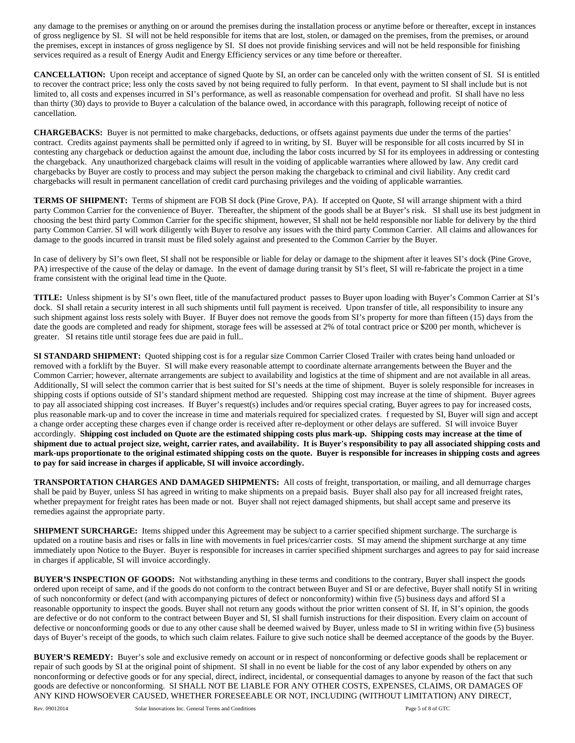any damage to the premises or anything on or around the premises during the installation process or anytime before or thereafter, except in instances of gross negligence by SI. SI will not be held responsible for items that are lost, stolen, or damaged on the premises, from the premises, or around the premises, except in instances of gross negligence by SI. SI does not provide finishing services and will not be held responsible for finishing services required as a result of Energy Audit and Energy Efficiency services or any time before or thereafter.

**CANCELLATION:** Upon receipt and acceptance of signed Quote by SI, an order can be canceled only with the written consent of SI. SI is entitled to recover the contract price; less only the costs saved by not being required to fully perform. In that event, payment to SI shall include but is not limited to, all costs and expenses incurred in SI's performance, as well as reasonable compensation for overhead and profit. SI shall have no less than thirty (30) days to provide to Buyer a calculation of the balance owed, in accordance with this paragraph, following receipt of notice of cancellation.

**CHARGEBACKS:** Buyer is not permitted to make chargebacks, deductions, or offsets against payments due under the terms of the parties' contract. Credits against payments shall be permitted only if agreed to in writing, by SI. Buyer will be responsible for all costs incurred by SI in contesting any chargeback or deduction against the amount due, including the labor costs incurred by SI for its employees in addressing or contesting the chargeback. Any unauthorized chargeback claims will result in the voiding of applicable warranties where allowed by law. Any credit card chargebacks by Buyer are costly to process and may subject the person making the chargeback to criminal and civil liability. Any credit card chargebacks will result in permanent cancellation of credit card purchasing privileges and the voiding of applicable warranties.

**TERMS OF SHIPMENT:** Terms of shipment are FOB SI dock (Pine Grove, PA). If accepted on Quote, SI will arrange shipment with a third party Common Carrier for the convenience of Buyer. Thereafter, the shipment of the goods shall be at Buyer's risk. SI shall use its best judgment in choosing the best third party Common Carrier for the specific shipment, however, SI shall not be held responsible nor liable for delivery by the third party Common Carrier. SI will work diligently with Buyer to resolve any issues with the third party Common Carrier. All claims and allowances for damage to the goods incurred in transit must be filed solely against and presented to the Common Carrier by the Buyer.

In case of delivery by SI's own fleet, SI shall not be responsible or liable for delay or damage to the shipment after it leaves SI's dock (Pine Grove, PA) irrespective of the cause of the delay or damage. In the event of damage during transit by SI's fleet, SI will re-fabricate the project in a time frame consistent with the original lead time in the Quote.

**TITLE:** Unless shipment is by SI's own fleet, title of the manufactured product passes to Buyer upon loading with Buyer's Common Carrier at SI's dock. SI shall retain a security interest in all such shipments until full payment is received. Upon transfer of title, all responsibility to insure any such shipment against loss rests solely with Buyer. If Buyer does not remove the goods from SI's property for more than fifteen (15) days from the date the goods are completed and ready for shipment, storage fees will be assessed at 2% of total contract price or $200 per month, whichever is greater. SI retains title until storage fees due are paid in full..

**SI STANDARD SHIPMENT:** Quoted shipping cost is for a regular size Common Carrier Closed Trailer with crates being hand unloaded or removed with a forklift by the Buyer. SI will make every reasonable attempt to coordinate alternate arrangements between the Buyer and the Common Carrier; however, alternate arrangements are subject to availability and logistics at the time of shipment and are not available in all areas. Additionally, SI will select the common carrier that is best suited for SI's needs at the time of shipment. Buyer is solely responsible for increases in shipping costs if options outside of SI's standard shipment method are requested. Shipping cost may increase at the time of shipment. Buyer agrees to pay all associated shipping cost increases. If Buyer's request(s) includes and/or requires special crating, Buyer agrees to pay for increased costs, plus reasonable mark-up and to cover the increase in time and materials required for specialized crates. f requested by SI, Buyer will sign and accept a change order accepting these charges even if change order is received after re-deployment or other delays are suffered. SI will invoice Buyer accordingly. **Shipping cost included on Quote are the estimated shipping costs plus mark-up. Shipping costs may increase at the time of shipment due to actual project size, weight, carrier rates, and availability. It is Buyer's responsibility to pay all associated shipping costs and mark-ups proportionate to the original estimated shipping costs on the quote. Buyer is responsible for increases in shipping costs and agrees to pay for said increase in charges if applicable, SI will invoice accordingly.**

**TRANSPORTATION CHARGES AND DAMAGED SHIPMENTS:** All costs of freight, transportation, or mailing, and all demurrage charges shall be paid by Buyer, unless SI has agreed in writing to make shipments on a prepaid basis. Buyer shall also pay for all increased freight rates, whether prepayment for freight rates has been made or not. Buyer shall not reject damaged shipments, but shall accept same and preserve its remedies against the appropriate party.

**SHIPMENT SURCHARGE:** Items shipped under this Agreement may be subject to a carrier specified shipment surcharge. The surcharge is updated on a routine basis and rises or falls in line with movements in fuel prices/carrier costs. SI may amend the shipment surcharge at any time immediately upon Notice to the Buyer. Buyer is responsible for increases in carrier specified shipment surcharges and agrees to pay for said increase in charges if applicable, SI will invoice accordingly.

**BUYER'S INSPECTION OF GOODS:** Not withstanding anything in these terms and conditions to the contrary, Buyer shall inspect the goods ordered upon receipt of same, and if the goods do not conform to the contract between Buyer and SI or are defective, Buyer shall notify SI in writing of such nonconformity or defect (and with accompanying pictures of defect or nonconformity) within five (5) business days and afford SI a reasonable opportunity to inspect the goods. Buyer shall not return any goods without the prior written consent of SI. If, in SI's opinion, the goods are defective or do not conform to the contract between Buyer and SI, SI shall furnish instructions for their disposition. Every claim on account of defective or nonconforming goods or due to any other cause shall be deemed waived by Buyer, unless made to SI in writing within five (5) business days of Buyer's receipt of the goods, to which such claim relates. Failure to give such notice shall be deemed acceptance of the goods by the Buyer.

**BUYER'S REMEDY:** Buyer's sole and exclusive remedy on account or in respect of nonconforming or defective goods shall be replacement or repair of such goods by SI at the original point of shipment. SI shall in no event be liable for the cost of any labor expended by others on any nonconforming or defective goods or for any special, direct, indirect, incidental, or consequential damages to anyone by reason of the fact that such goods are defective or nonconforming. SI SHALL NOT BE LIABLE FOR ANY OTHER COSTS, EXPENSES, CLAIMS, OR DAMAGES OF ANY KIND HOWSOEVER CAUSED, WHETHER FORESEEABLE OR NOT, INCLUDING (WITHOUT LIMITATION) ANY DIRECT,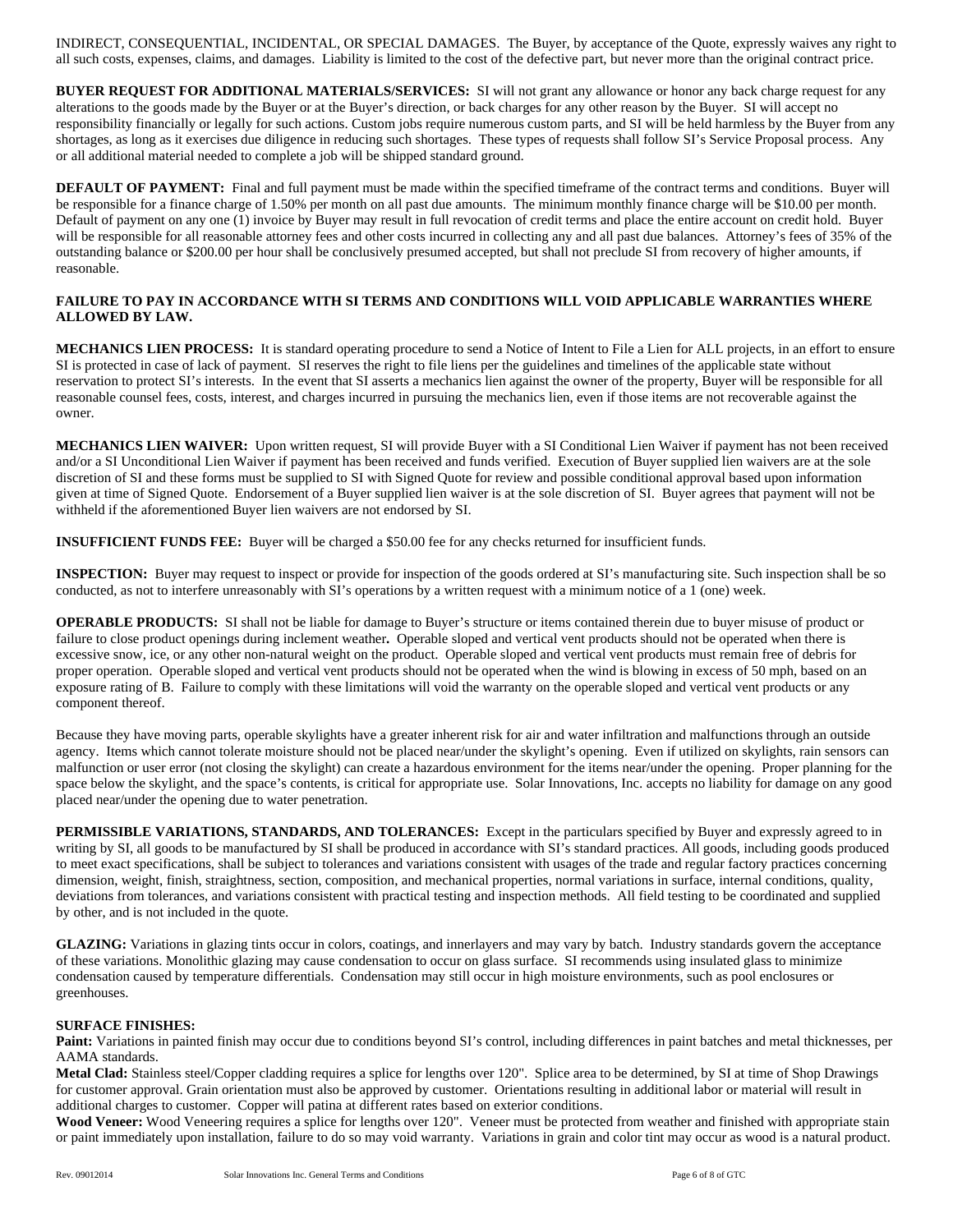INDIRECT, CONSEQUENTIAL, INCIDENTAL, OR SPECIAL DAMAGES. The Buyer, by acceptance of the Quote, expressly waives any right to all such costs, expenses, claims, and damages. Liability is limited to the cost of the defective part, but never more than the original contract price.

**BUYER REQUEST FOR ADDITIONAL MATERIALS/SERVICES:** SI will not grant any allowance or honor any back charge request for any alterations to the goods made by the Buyer or at the Buyer's direction, or back charges for any other reason by the Buyer. SI will accept no responsibility financially or legally for such actions. Custom jobs require numerous custom parts, and SI will be held harmless by the Buyer from any shortages, as long as it exercises due diligence in reducing such shortages. These types of requests shall follow SI's Service Proposal process. Any or all additional material needed to complete a job will be shipped standard ground.

**DEFAULT OF PAYMENT:** Final and full payment must be made within the specified timeframe of the contract terms and conditions. Buyer will be responsible for a finance charge of 1.50% per month on all past due amounts. The minimum monthly finance charge will be $10.00 per month. Default of payment on any one (1) invoice by Buyer may result in full revocation of credit terms and place the entire account on credit hold. Buyer will be responsible for all reasonable attorney fees and other costs incurred in collecting any and all past due balances. Attorney's fees of 35% of the outstanding balance or $200.00 per hour shall be conclusively presumed accepted, but shall not preclude SI from recovery of higher amounts, if reasonable.

**FAILURE TO PAY IN ACCORDANCE WITH SI TERMS AND CONDITIONS WILL VOID APPLICABLE WARRANTIES WHERE ALLOWED BY LAW.**

**MECHANICS LIEN PROCESS:** It is standard operating procedure to send a Notice of Intent to File a Lien for ALL projects, in an effort to ensure SI is protected in case of lack of payment. SI reserves the right to file liens per the guidelines and timelines of the applicable state without reservation to protect SI's interests. In the event that SI asserts a mechanics lien against the owner of the property, Buyer will be responsible for all reasonable counsel fees, costs, interest, and charges incurred in pursuing the mechanics lien, even if those items are not recoverable against the owner.

**MECHANICS LIEN WAIVER:** Upon written request, SI will provide Buyer with a SI Conditional Lien Waiver if payment has not been received and/or a SI Unconditional Lien Waiver if payment has been received and funds verified. Execution of Buyer supplied lien waivers are at the sole discretion of SI and these forms must be supplied to SI with Signed Quote for review and possible conditional approval based upon information given at time of Signed Quote. Endorsement of a Buyer supplied lien waiver is at the sole discretion of SI. Buyer agrees that payment will not be withheld if the aforementioned Buyer lien waivers are not endorsed by SI.

**INSUFFICIENT FUNDS FEE:** Buyer will be charged a $50.00 fee for any checks returned for insufficient funds.

**INSPECTION:** Buyer may request to inspect or provide for inspection of the goods ordered at SI's manufacturing site. Such inspection shall be so conducted, as not to interfere unreasonably with SI's operations by a written request with a minimum notice of a 1 (one) week.

**OPERABLE PRODUCTS:** SI shall not be liable for damage to Buyer's structure or items contained therein due to buyer misuse of product or failure to close product openings during inclement weather**.** Operable sloped and vertical vent products should not be operated when there is excessive snow, ice, or any other non-natural weight on the product. Operable sloped and vertical vent products must remain free of debris for proper operation. Operable sloped and vertical vent products should not be operated when the wind is blowing in excess of 50 mph, based on an exposure rating of B. Failure to comply with these limitations will void the warranty on the operable sloped and vertical vent products or any component thereof.

Because they have moving parts, operable skylights have a greater inherent risk for air and water infiltration and malfunctions through an outside agency. Items which cannot tolerate moisture should not be placed near/under the skylight's opening. Even if utilized on skylights, rain sensors can malfunction or user error (not closing the skylight) can create a hazardous environment for the items near/under the opening. Proper planning for the space below the skylight, and the space's contents, is critical for appropriate use. Solar Innovations, Inc. accepts no liability for damage on any good placed near/under the opening due to water penetration.

**PERMISSIBLE VARIATIONS, STANDARDS, AND TOLERANCES:** Except in the particulars specified by Buyer and expressly agreed to in writing by SI, all goods to be manufactured by SI shall be produced in accordance with SI's standard practices. All goods, including goods produced to meet exact specifications, shall be subject to tolerances and variations consistent with usages of the trade and regular factory practices concerning dimension, weight, finish, straightness, section, composition, and mechanical properties, normal variations in surface, internal conditions, quality, deviations from tolerances, and variations consistent with practical testing and inspection methods. All field testing to be coordinated and supplied by other, and is not included in the quote.

**GLAZING:** Variations in glazing tints occur in colors, coatings, and innerlayers and may vary by batch. Industry standards govern the acceptance of these variations. Monolithic glazing may cause condensation to occur on glass surface. SI recommends using insulated glass to minimize condensation caused by temperature differentials. Condensation may still occur in high moisture environments, such as pool enclosures or greenhouses.

**SURFACE FINISHES:**

**Paint:** Variations in painted finish may occur due to conditions beyond SI's control, including differences in paint batches and metal thicknesses, per AAMA standards.

**Metal Clad:** Stainless steel/Copper cladding requires a splice for lengths over 120". Splice area to be determined, by SI at time of Shop Drawings for customer approval. Grain orientation must also be approved by customer. Orientations resulting in additional labor or material will result in additional charges to customer. Copper will patina at different rates based on exterior conditions.

**Wood Veneer:** Wood Veneering requires a splice for lengths over 120". Veneer must be protected from weather and finished with appropriate stain or paint immediately upon installation, failure to do so may void warranty. Variations in grain and color tint may occur as wood is a natural product.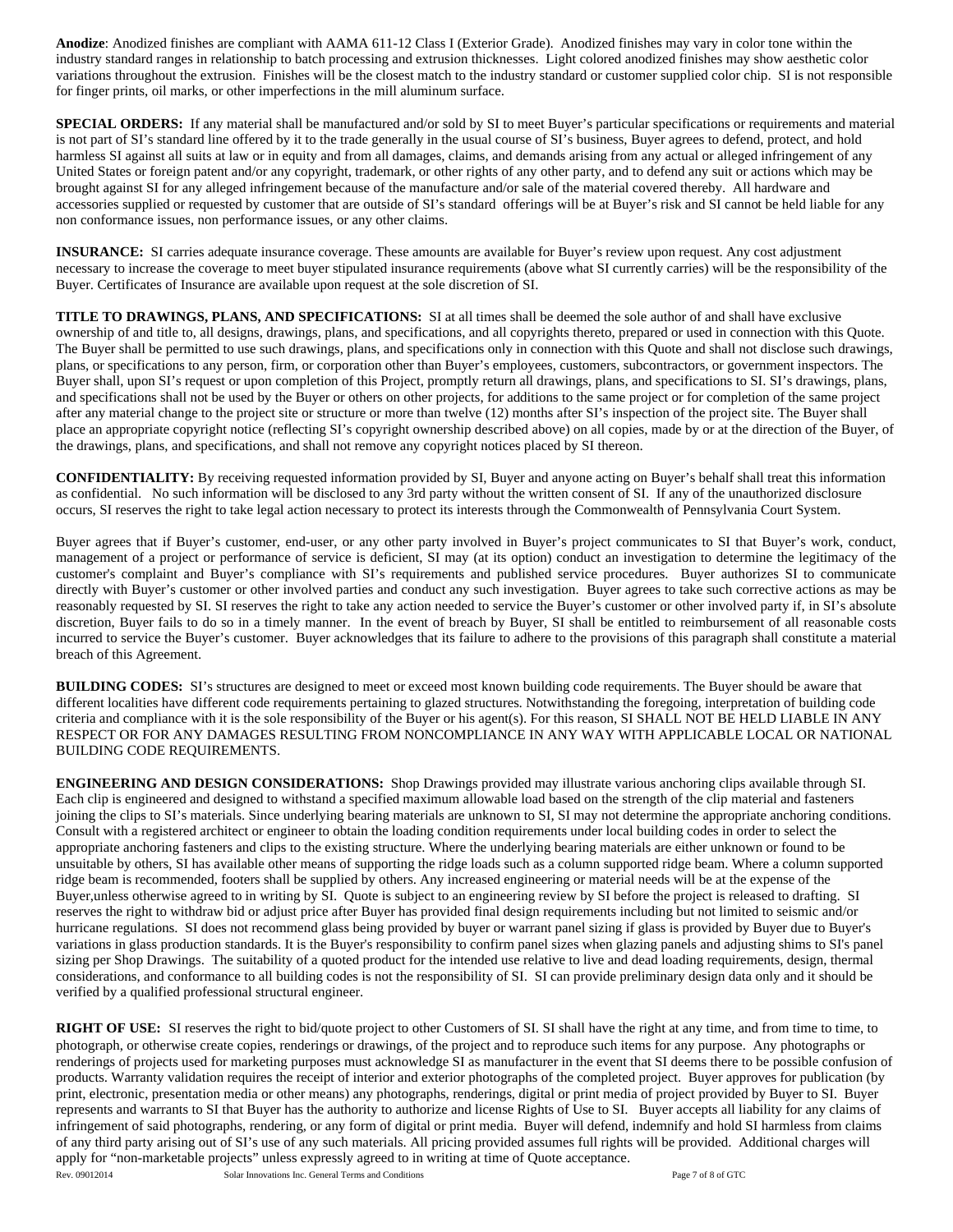**Anodize**: Anodized finishes are compliant with AAMA 611-12 Class I (Exterior Grade). Anodized finishes may vary in color tone within the industry standard ranges in relationship to batch processing and extrusion thicknesses. Light colored anodized finishes may show aesthetic color variations throughout the extrusion. Finishes will be the closest match to the industry standard or customer supplied color chip. SI is not responsible for finger prints, oil marks, or other imperfections in the mill aluminum surface.

**SPECIAL ORDERS:** If any material shall be manufactured and/or sold by SI to meet Buyer's particular specifications or requirements and material is not part of SI's standard line offered by it to the trade generally in the usual course of SI's business, Buyer agrees to defend, protect, and hold harmless SI against all suits at law or in equity and from all damages, claims, and demands arising from any actual or alleged infringement of any United States or foreign patent and/or any copyright, trademark, or other rights of any other party, and to defend any suit or actions which may be brought against SI for any alleged infringement because of the manufacture and/or sale of the material covered thereby. All hardware and accessories supplied or requested by customer that are outside of SI's standard offerings will be at Buyer's risk and SI cannot be held liable for any non conformance issues, non performance issues, or any other claims.

**INSURANCE:** SI carries adequate insurance coverage. These amounts are available for Buyer's review upon request. Any cost adjustment necessary to increase the coverage to meet buyer stipulated insurance requirements (above what SI currently carries) will be the responsibility of the Buyer. Certificates of Insurance are available upon request at the sole discretion of SI.

**TITLE TO DRAWINGS, PLANS, AND SPECIFICATIONS:** SI at all times shall be deemed the sole author of and shall have exclusive ownership of and title to, all designs, drawings, plans, and specifications, and all copyrights thereto, prepared or used in connection with this Quote. The Buyer shall be permitted to use such drawings, plans, and specifications only in connection with this Quote and shall not disclose such drawings, plans, or specifications to any person, firm, or corporation other than Buyer's employees, customers, subcontractors, or government inspectors. The Buyer shall, upon SI's request or upon completion of this Project, promptly return all drawings, plans, and specifications to SI. SI's drawings, plans, and specifications shall not be used by the Buyer or others on other projects, for additions to the same project or for completion of the same project after any material change to the project site or structure or more than twelve (12) months after SI's inspection of the project site. The Buyer shall place an appropriate copyright notice (reflecting SI's copyright ownership described above) on all copies, made by or at the direction of the Buyer, of the drawings, plans, and specifications, and shall not remove any copyright notices placed by SI thereon.

**CONFIDENTIALITY:** By receiving requested information provided by SI, Buyer and anyone acting on Buyer's behalf shall treat this information as confidential. No such information will be disclosed to any 3rd party without the written consent of SI. If any of the unauthorized disclosure occurs, SI reserves the right to take legal action necessary to protect its interests through the Commonwealth of Pennsylvania Court System.

Buyer agrees that if Buyer's customer, end-user, or any other party involved in Buyer's project communicates to SI that Buyer's work, conduct, management of a project or performance of service is deficient, SI may (at its option) conduct an investigation to determine the legitimacy of the customer's complaint and Buyer's compliance with SI's requirements and published service procedures. Buyer authorizes SI to communicate directly with Buyer's customer or other involved parties and conduct any such investigation. Buyer agrees to take such corrective actions as may be reasonably requested by SI. SI reserves the right to take any action needed to service the Buyer's customer or other involved party if, in SI's absolute discretion, Buyer fails to do so in a timely manner. In the event of breach by Buyer, SI shall be entitled to reimbursement of all reasonable costs incurred to service the Buyer's customer. Buyer acknowledges that its failure to adhere to the provisions of this paragraph shall constitute a material breach of this Agreement.

**BUILDING CODES:** SI's structures are designed to meet or exceed most known building code requirements. The Buyer should be aware that different localities have different code requirements pertaining to glazed structures. Notwithstanding the foregoing, interpretation of building code criteria and compliance with it is the sole responsibility of the Buyer or his agent(s). For this reason, SI SHALL NOT BE HELD LIABLE IN ANY RESPECT OR FOR ANY DAMAGES RESULTING FROM NONCOMPLIANCE IN ANY WAY WITH APPLICABLE LOCAL OR NATIONAL BUILDING CODE REQUIREMENTS.

**ENGINEERING AND DESIGN CONSIDERATIONS:** Shop Drawings provided may illustrate various anchoring clips available through SI. Each clip is engineered and designed to withstand a specified maximum allowable load based on the strength of the clip material and fasteners joining the clips to SI's materials. Since underlying bearing materials are unknown to SI, SI may not determine the appropriate anchoring conditions. Consult with a registered architect or engineer to obtain the loading condition requirements under local building codes in order to select the appropriate anchoring fasteners and clips to the existing structure. Where the underlying bearing materials are either unknown or found to be unsuitable by others, SI has available other means of supporting the ridge loads such as a column supported ridge beam. Where a column supported ridge beam is recommended, footers shall be supplied by others. Any increased engineering or material needs will be at the expense of the Buyer,unless otherwise agreed to in writing by SI. Quote is subject to an engineering review by SI before the project is released to drafting. SI reserves the right to withdraw bid or adjust price after Buyer has provided final design requirements including but not limited to seismic and/or hurricane regulations. SI does not recommend glass being provided by buyer or warrant panel sizing if glass is provided by Buyer due to Buyer's variations in glass production standards. It is the Buyer's responsibility to confirm panel sizes when glazing panels and adjusting shims to SI's panel sizing per Shop Drawings. The suitability of a quoted product for the intended use relative to live and dead loading requirements, design, thermal considerations, and conformance to all building codes is not the responsibility of SI. SI can provide preliminary design data only and it should be verified by a qualified professional structural engineer.

**RIGHT OF USE:** SI reserves the right to bid/quote project to other Customers of SI. SI shall have the right at any time, and from time to time, to photograph, or otherwise create copies, renderings or drawings, of the project and to reproduce such items for any purpose. Any photographs or renderings of projects used for marketing purposes must acknowledge SI as manufacturer in the event that SI deems there to be possible confusion of products. Warranty validation requires the receipt of interior and exterior photographs of the completed project. Buyer approves for publication (by print, electronic, presentation media or other means) any photographs, renderings, digital or print media of project provided by Buyer to SI. Buyer represents and warrants to SI that Buyer has the authority to authorize and license Rights of Use to SI. Buyer accepts all liability for any claims of infringement of said photographs, rendering, or any form of digital or print media. Buyer will defend, indemnify and hold SI harmless from claims of any third party arising out of SI's use of any such materials. All pricing provided assumes full rights will be provided. Additional charges will apply for "non-marketable projects" unless expressly agreed to in writing at time of Quote acceptance.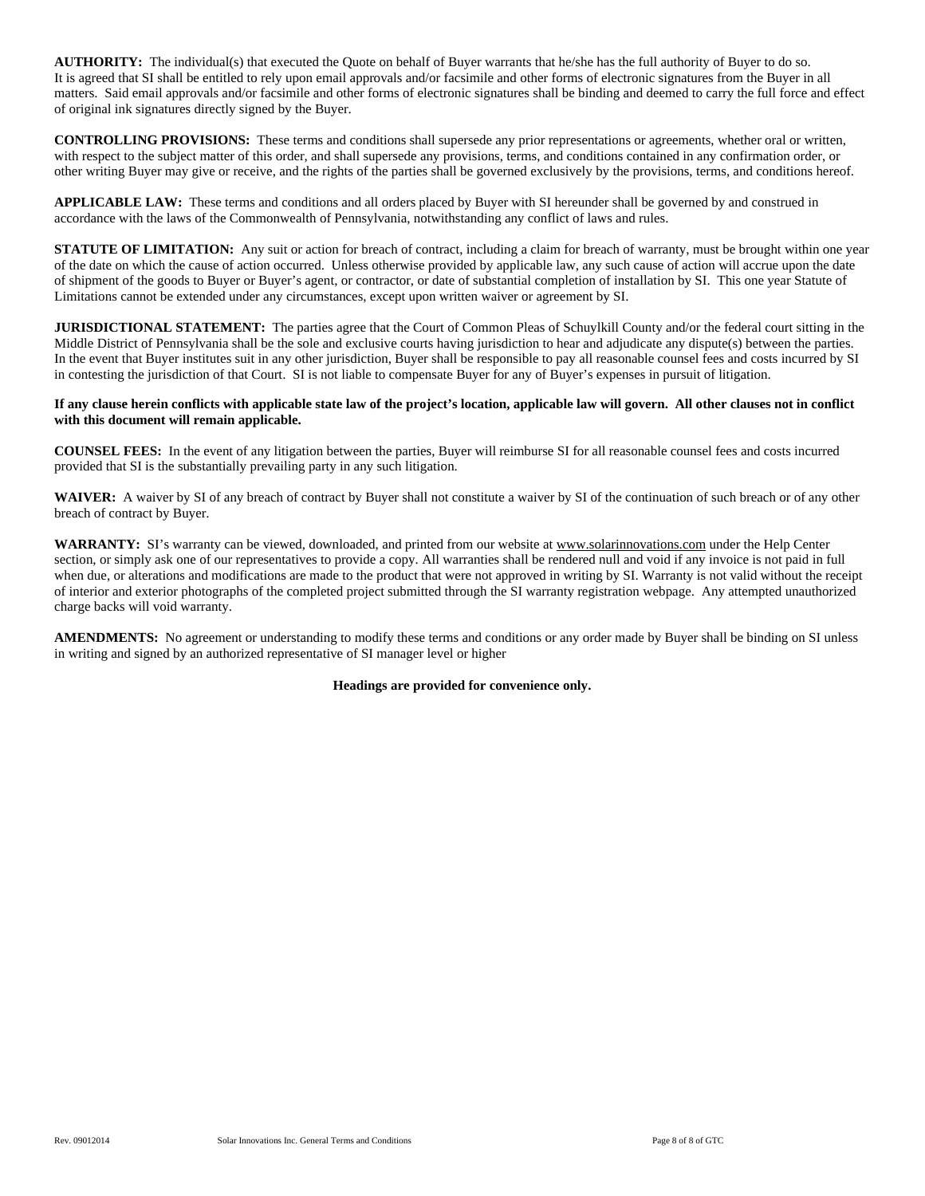**AUTHORITY:** The individual(s) that executed the Quote on behalf of Buyer warrants that he/she has the full authority of Buyer to do so. It is agreed that SI shall be entitled to rely upon email approvals and/or facsimile and other forms of electronic signatures from the Buyer in all matters. Said email approvals and/or facsimile and other forms of electronic signatures shall be binding and deemed to carry the full force and effect of original ink signatures directly signed by the Buyer.

**CONTROLLING PROVISIONS:** These terms and conditions shall supersede any prior representations or agreements, whether oral or written, with respect to the subject matter of this order, and shall supersede any provisions, terms, and conditions contained in any confirmation order, or other writing Buyer may give or receive, and the rights of the parties shall be governed exclusively by the provisions, terms, and conditions hereof.

**APPLICABLE LAW:** These terms and conditions and all orders placed by Buyer with SI hereunder shall be governed by and construed in accordance with the laws of the Commonwealth of Pennsylvania, notwithstanding any conflict of laws and rules.

**STATUTE OF LIMITATION:** Any suit or action for breach of contract, including a claim for breach of warranty, must be brought within one year of the date on which the cause of action occurred. Unless otherwise provided by applicable law, any such cause of action will accrue upon the date of shipment of the goods to Buyer or Buyer's agent, or contractor, or date of substantial completion of installation by SI. This one year Statute of Limitations cannot be extended under any circumstances, except upon written waiver or agreement by SI.

**JURISDICTIONAL STATEMENT:** The parties agree that the Court of Common Pleas of Schuylkill County and/or the federal court sitting in the Middle District of Pennsylvania shall be the sole and exclusive courts having jurisdiction to hear and adjudicate any dispute(s) between the parties. In the event that Buyer institutes suit in any other jurisdiction, Buyer shall be responsible to pay all reasonable counsel fees and costs incurred by SI in contesting the jurisdiction of that Court. SI is not liable to compensate Buyer for any of Buyer's expenses in pursuit of litigation.

**If any clause herein conflicts with applicable state law of the project's location, applicable law will govern. All other clauses not in conflict with this document will remain applicable.**

**COUNSEL FEES:** In the event of any litigation between the parties, Buyer will reimburse SI for all reasonable counsel fees and costs incurred provided that SI is the substantially prevailing party in any such litigation.

**WAIVER:** A waiver by SI of any breach of contract by Buyer shall not constitute a waiver by SI of the continuation of such breach or of any other breach of contract by Buyer.

**WARRANTY:** SI's warranty can be viewed, downloaded, and printed from our website at www.solarinnovations.com under the Help Center section, or simply ask one of our representatives to provide a copy. All warranties shall be rendered null and void if any invoice is not paid in full when due, or alterations and modifications are made to the product that were not approved in writing by SI. Warranty is not valid without the receipt of interior and exterior photographs of the completed project submitted through the SI warranty registration webpage. Any attempted unauthorized charge backs will void warranty.

**AMENDMENTS:** No agreement or understanding to modify these terms and conditions or any order made by Buyer shall be binding on SI unless in writing and signed by an authorized representative of SI manager level or higher

**Headings are provided for convenience only.**